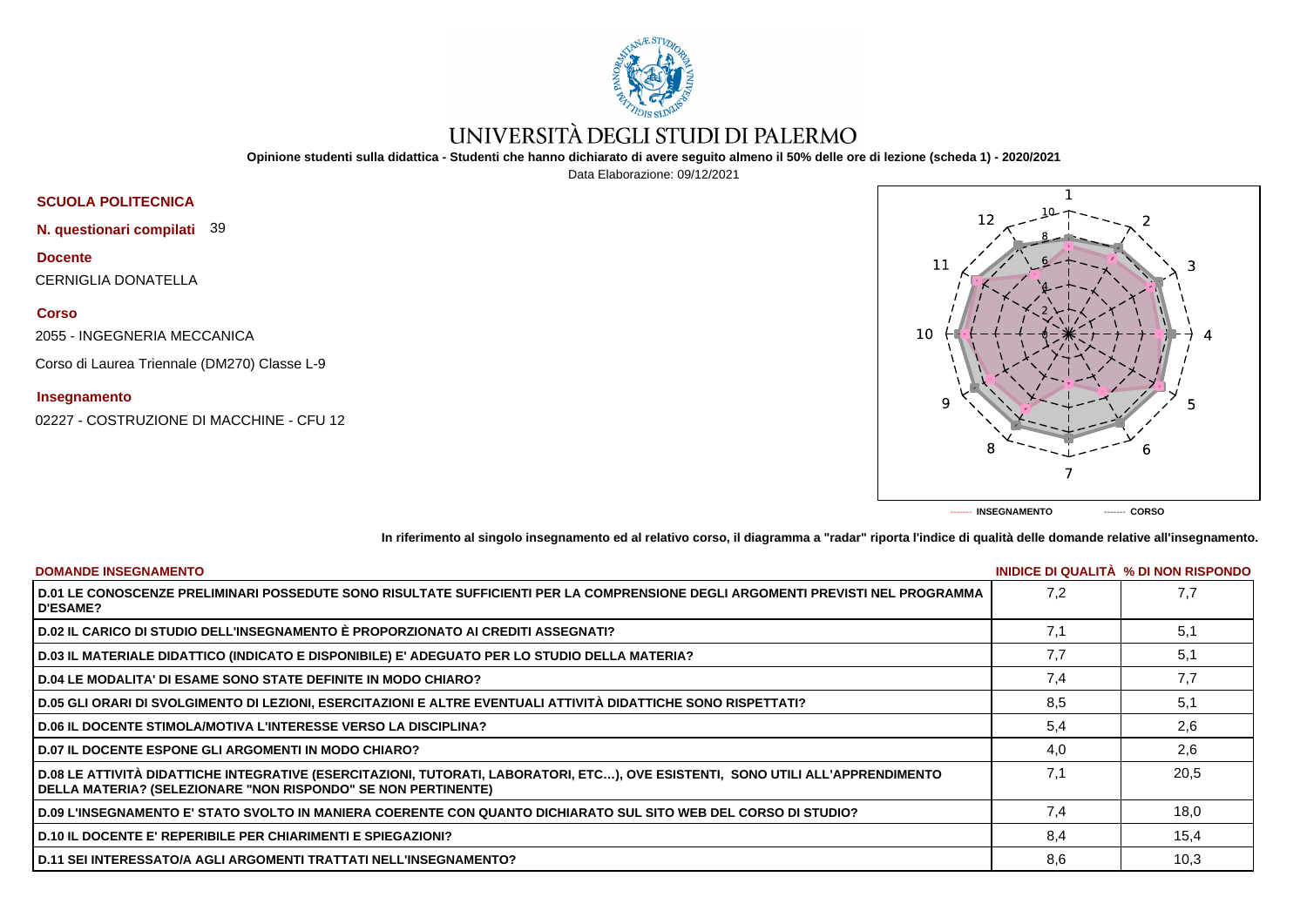# UNIVERSITÀ DEGLI STUDI DI PALERMO

**Opinione studenti sulla didattica - Studenti che hanno dichiarato di avere seguito almeno il 50% delle ore di lezione (scheda 1) - 2020/2021**

Data Elaborazione: 09/12/2021

**SCUOLA POLITECNICA**

**N. questionari compilati** 39

**Docente**

CERNIGLIA DONATELLA

**Corso**

2055 - INGEGNERIA MECCANICA

Corso di Laurea Triennale (DM270) Classe L-9

**Insegnamento**

02227 - COSTRUZIONE DI MACCHINE - CFU 12

------- INSEGNAMENTO ------- CORSO

**In riferimento al singolo insegnamento ed al relativo corso, il diagramma a "radar" riporta l'indice di qualità delle domande relative all'insegnamento.**

| DOMANDE INSEGNAMENTO | INIDICE DI QUALITÀ | % DI NON RISPONDO |
|---|---|---|
| D.01 LE CONOSCENZE PRELIMINARI POSSEDUTE SONO RISULTATE SUFFICIENTI PER LA COMPRENSIONE DEGLI ARGOMENTI PREVISTI NEL PROGRAMMA D'ESAME? | 7,2 | 7,7 |
| D.02 IL CARICO DI STUDIO DELL'INSEGNAMENTO È PROPORZIONATO AI CREDITI ASSEGNATI? | 7,1 | 5,1 |
| D.03 IL MATERIALE DIDATTICO (INDICATO E DISPONIBILE) E' ADEGUATO PER LO STUDIO DELLA MATERIA? | 7,7 | 5,1 |
| D.04 LE MODALITA' DI ESAME SONO STATE DEFINITE IN MODO CHIARO? | 7,4 | 7,7 |
| D.05 GLI ORARI DI SVOLGIMENTO DI LEZIONI, ESERCITAZIONI E ALTRE EVENTUALI ATTIVITÀ DIDATTICHE SONO RISPETTATI? | 8,5 | 5,1 |
| D.06 IL DOCENTE STIMOLA/MOTIVA L'INTERESSE VERSO LA DISCIPLINA? | 5,4 | 2,6 |
| D.07 IL DOCENTE ESPONE GLI ARGOMENTI IN MODO CHIARO? | 4,0 | 2,6 |
| D.08 LE ATTIVITÀ DIDATTICHE INTEGRATIVE (ESERCITAZIONI, TUTORATI, LABORATORI, ETC…), OVE ESISTENTI, SONO UTILI ALL'APPRENDIMENTO DELLA MATERIA? (SELEZIONARE "NON RISPONDO" SE NON PERTINENTE) | 7,1 | 20,5 |
| D.09 L'INSEGNAMENTO E' STATO SVOLTO IN MANIERA COERENTE CON QUANTO DICHIARATO SUL SITO WEB DEL CORSO DI STUDIO? | 7,4 | 18,0 |
| D.10 IL DOCENTE E' REPERIBILE PER CHIARIMENTI E SPIEGAZIONI? | 8,4 | 15,4 |
| D.11 SEI INTERESSATO/A AGLI ARGOMENTI TRATTATI NELL'INSEGNAMENTO? | 8,6 | 10,3 |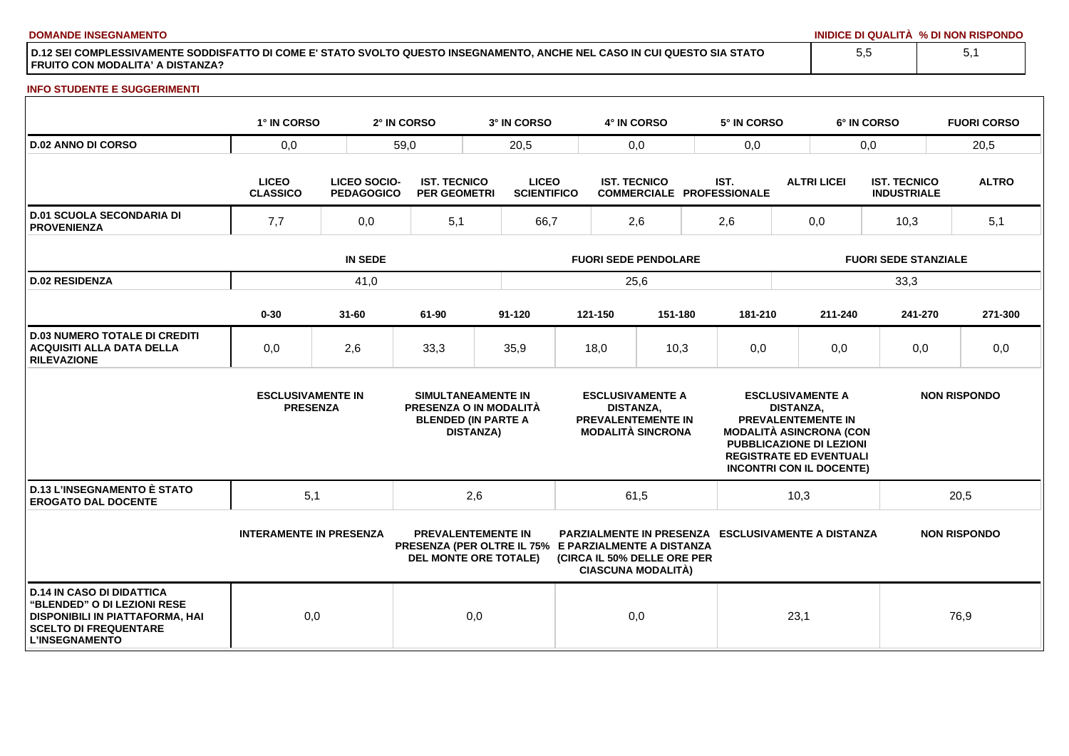**DOMANDE INSEGNAMENTO**

| | INIDICE DI QUALITÀ | % DI NON RISPONDO |
|---|---|---|
| D.12 SEI COMPLESSIVAMENTE SODDISFATTO DI COME E' STATO SVOLTO QUESTO INSEGNAMENTO, ANCHE NEL CASO IN CUI QUESTO SIA STATO FRUITO CON MODALITA' A DISTANZA? | 5,5 | 5,1 |

**INFO STUDENTE E SUGGERIMENTI**

| | 1° IN CORSO | 2° IN CORSO | 3° IN CORSO | 4° IN CORSO | 5° IN CORSO | 6° IN CORSO | FUORI CORSO |
|---|---|---|---|---|---|---|---|
| D.02 ANNO DI CORSO | 0,0 | 59,0 | 20,5 | 0,0 | 0,0 | 0,0 | 20,5 |

| | LICEO CLASSICO | LICEO SOCIO-PEDAGOGICO | IST. TECNICO PER GEOMETRI | LICEO SCIENTIFICO | IST. TECNICO COMMERCIALE | IST. PROFESSIONALE | ALTRI LICEI | IST. TECNICO INDUSTRIALE | ALTRO |
|---|---|---|---|---|---|---|---|---|---|
| D.01 SCUOLA SECONDARIA DI PROVENIENZA | 7,7 | 0,0 | 5,1 | 66,7 | 2,6 | 2,6 | 0,0 | 10,3 | 5,1 |

| | IN SEDE | FUORI SEDE PENDOLARE | FUORI SEDE STANZIALE |
|---|---|---|---|
| D.02 RESIDENZA | 41,0 | 25,6 | 33,3 |

| | 0-30 | 31-60 | 61-90 | 91-120 | 121-150 | 151-180 | 181-210 | 211-240 | 241-270 | 271-300 |
|---|---|---|---|---|---|---|---|---|---|---|
| D.03 NUMERO TOTALE DI CREDITI ACQUISITI ALLA DATA DELLA RILEVAZIONE | 0,0 | 2,6 | 33,3 | 35,9 | 18,0 | 10,3 | 0,0 | 0,0 | 0,0 | 0,0 |

| | ESCLUSIVAMENTE IN PRESENZA | SIMULTANEAMENTE IN PRESENZA O IN MODALITÀ BLENDED (IN PARTE A DISTANZA) | ESCLUSIVAMENTE A DISTANZA, PREVALENTEMENTE IN MODALITÀ SINCRONA | ESCLUSIVAMENTE A DISTANZA, PREVALENTEMENTE IN MODALITÀ ASINCRONA (CON PUBBLICAZIONE DI LEZIONI REGISTRATE ED EVENTUALI INCONTRI CON IL DOCENTE) | NON RISPONDO |
|---|---|---|---|---|---|
| D.13 L'INSEGNAMENTO È STATO EROGATO DAL DOCENTE | 5,1 | 2,6 | 61,5 | 10,3 | 20,5 |

| | INTERAMENTE IN PRESENZA | PREVALENTEMENTE IN PRESENZA (PER OLTRE IL 75% DEL MONTE ORE TOTALE) | PARZIALMENTE IN PRESENZA E PARZIALMENTE A DISTANZA (CIRCA IL 50% DELLE ORE PER CIASCUNA MODALITÀ) | ESCLUSIVAMENTE A DISTANZA | NON RISPONDO |
|---|---|---|---|---|---|
| D.14 IN CASO DI DIDATTICA "BLENDED" O DI LEZIONI RESE DISPONIBILI IN PIATTAFORMA, HAI SCELTO DI FREQUENTARE L'INSEGNAMENTO | 0,0 | 0,0 | 0,0 | 23,1 | 76,9 |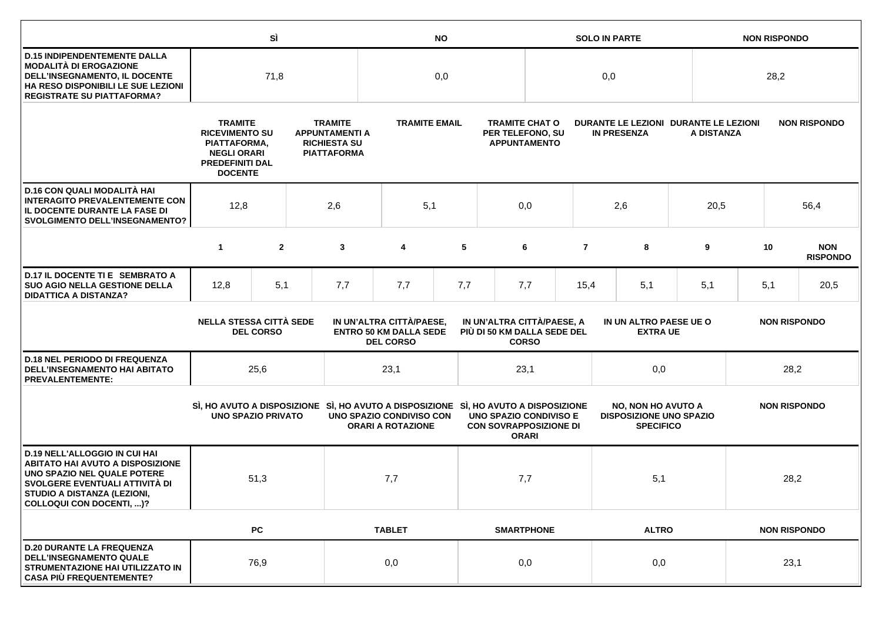| | SÌ | NO | SOLO IN PARTE | NON RISPONDO |
|---|---|---|---|---|
| D.15 INDIPENDENTEMENTE DALLA MODALITÀ DI EROGAZIONE DELL'INSEGNAMENTO, IL DOCENTE HA RESO DISPONIBILI LE SUE LEZIONI REGISTRATE SU PIATTAFORMA? | 71,8 | 0,0 | 0,0 | 28,2 |

| | TRAMITE RICEVIMENTO SU PIATTAFORMA, NEGLI ORARI PREDEFINITI DAL DOCENTE | TRAMITE APPUNTAMENTI A RICHIESTA SU PIATTAFORMA | TRAMITE EMAIL | TRAMITE CHAT O PER TELEFONO, SU APPUNTAMENTO | DURANTE LE LEZIONI IN PRESENZA | DURANTE LE LEZIONI A DISTANZA | NON RISPONDO |
|---|---|---|---|---|---|---|---|
| D.16 CON QUALI MODALITÀ HAI INTERAGITO PREVALENTEMENTE CON IL DOCENTE DURANTE LA FASE DI SVOLGIMENTO DELL'INSEGNAMENTO? | 12,8 | 2,6 | 5,1 | 0,0 | 2,6 | 20,5 | 56,4 |

| | 1 | 2 | 3 | 4 | 5 | 6 | 7 | 8 | 9 | 10 | NON RISPONDO |
|---|---|---|---|---|---|---|---|---|---|---|---|
| D.17 IL DOCENTE TI E SEMBRATO A SUO AGIO NELLA GESTIONE DELLA DIDATTICA A DISTANZA? | 12,8 | 5,1 | 7,7 | 7,7 | 7,7 | 7,7 | 15,4 | 5,1 | 5,1 | 5,1 | 20,5 |

| | NELLA STESSA CITTÀ SEDE DEL CORSO | IN UN'ALTRA CITTÀ/PAESE, ENTRO 50 KM DALLA SEDE DEL CORSO | IN UN'ALTRA CITTÀ/PAESE, A PIÙ DI 50 KM DALLA SEDE DEL CORSO | IN UN ALTRO PAESE UE O EXTRA UE | NON RISPONDO |
|---|---|---|---|---|---|
| D.18 NEL PERIODO DI FREQUENZA DELL'INSEGNAMENTO HAI ABITATO PREVALENTEMENTE: | 25,6 | 23,1 | 23,1 | 0,0 | 28,2 |

| | SÌ, HO AVUTO A DISPOSIZIONE UNO SPAZIO PRIVATO | SÌ, HO AVUTO A DISPOSIZIONE UNO SPAZIO CONDIVISO CON ORARI A ROTAZIONE | SÌ, HO AVUTO A DISPOSIZIONE UNO SPAZIO CONDIVISO E CON SOVRAPPOSIZIONE DI ORARI | NO, NON HO AVUTO A DISPOSIZIONE UNO SPAZIO SPECIFICO | NON RISPONDO |
|---|---|---|---|---|---|
| D.19 NELL'ALLOGGIO IN CUI HAI ABITATO HAI AVUTO A DISPOSIZIONE UNO SPAZIO NEL QUALE POTERE SVOLGERE EVENTUALI ATTIVITÀ DI STUDIO A DISTANZA (LEZIONI, COLLOQUI CON DOCENTI, ...)? | 51,3 | 7,7 | 7,7 | 5,1 | 28,2 |

| | PC | TABLET | SMARTPHONE | ALTRO | NON RISPONDO |
|---|---|---|---|---|---|
| D.20 DURANTE LA FREQUENZA DELL'INSEGNAMENTO QUALE STRUMENTAZIONE HAI UTILIZZATO IN CASA PIÙ FREQUENTEMENTE? | 76,9 | 0,0 | 0,0 | 0,0 | 23,1 |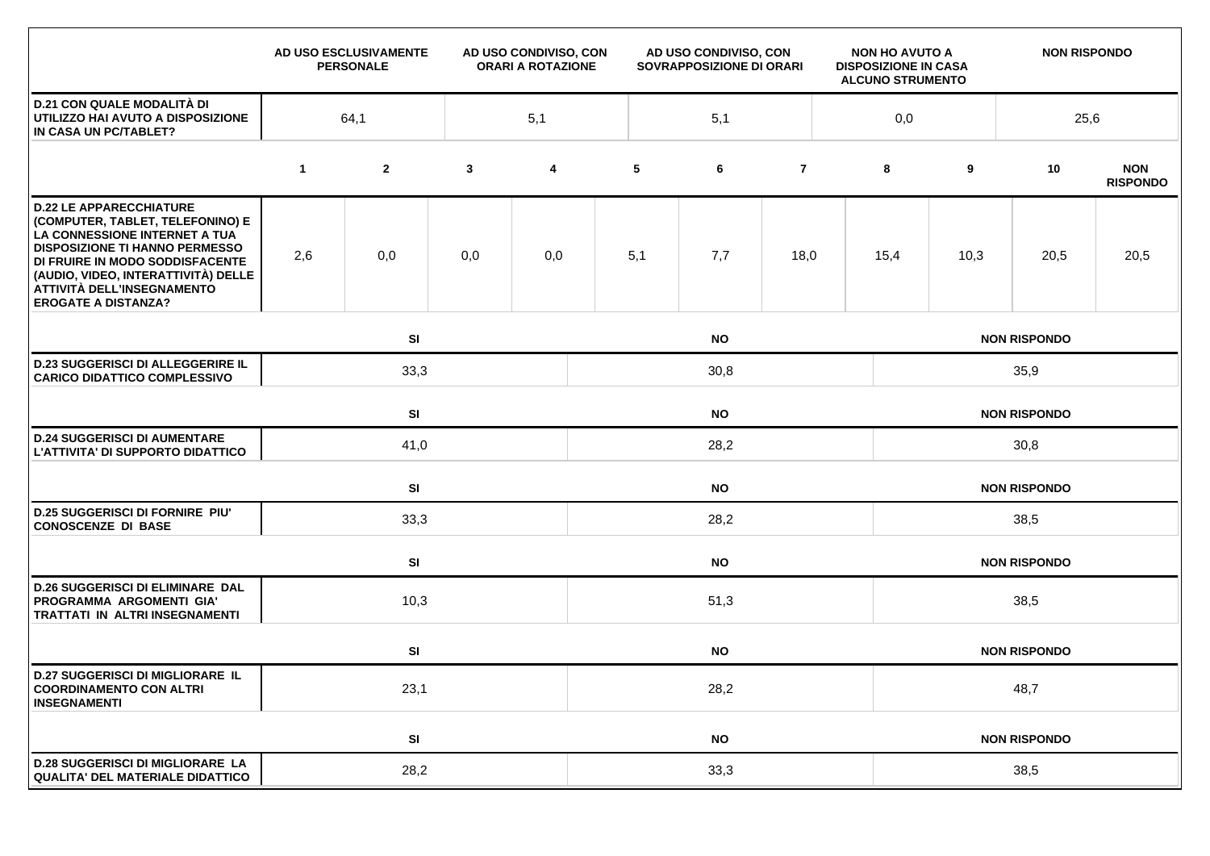| | AD USO ESCLUSIVAMENTE PERSONALE | AD USO CONDIVISO, CON ORARI A ROTAZIONE | AD USO CONDIVISO, CON SOVRAPPOSIZIONE DI ORARI | NON HO AVUTO A DISPOSIZIONE IN CASA ALCUNO STRUMENTO | NON RISPONDO |
|---|---|---|---|---|---|
| **D.21 CON QUALE MODALITÀ DI UTILIZZO HAI AVUTO A DISPOSIZIONE IN CASA UN PC/TABLET?** | 64,1 | 5,1 | 5,1 | 0,0 | 25,6 |

| | 1 | 2 | 3 | 4 | 5 | 6 | 7 | 8 | 9 | 10 | NON RISPONDO |
|---|---|---|---|---|---|---|---|---|---|---|---|
| **D.22 LE APPARECCHIATURE (COMPUTER, TABLET, TELEFONINO) E LA CONNESSIONE INTERNET A TUA DISPOSIZIONE TI HANNO PERMESSO DI FRUIRE IN MODO SODDISFACENTE (AUDIO, VIDEO, INTERATTIVITÀ) DELLE ATTIVITÀ DELL'INSEGNAMENTO EROGATE A DISTANZA?** | 2,6 | 0,0 | 0,0 | 0,0 | 5,1 | 7,7 | 18,0 | 15,4 | 10,3 | 20,5 | 20,5 |

| | SI | NO | NON RISPONDO |
|---|---|---|---|
| **D.23 SUGGERISCI DI ALLEGGERIRE IL CARICO DIDATTICO COMPLESSIVO** | 33,3 | 30,8 | 35,9 |

| | SI | NO | NON RISPONDO |
|---|---|---|---|
| **D.24 SUGGERISCI DI AUMENTARE L'ATTIVITA' DI SUPPORTO DIDATTICO** | 41,0 | 28,2 | 30,8 |

| | SI | NO | NON RISPONDO |
|---|---|---|---|
| **D.25 SUGGERISCI DI FORNIRE PIU' CONOSCENZE DI BASE** | 33,3 | 28,2 | 38,5 |

| | SI | NO | NON RISPONDO |
|---|---|---|---|
| **D.26 SUGGERISCI DI ELIMINARE DAL PROGRAMMA ARGOMENTI GIA' TRATTATI IN ALTRI INSEGNAMENTI** | 10,3 | 51,3 | 38,5 |

| | SI | NO | NON RISPONDO |
|---|---|---|---|
| **D.27 SUGGERISCI DI MIGLIORARE IL COORDINAMENTO CON ALTRI INSEGNAMENTI** | 23,1 | 28,2 | 48,7 |

| | SI | NO | NON RISPONDO |
|---|---|---|---|
| **D.28 SUGGERISCI DI MIGLIORARE LA QUALITA' DEL MATERIALE DIDATTICO** | 28,2 | 33,3 | 38,5 |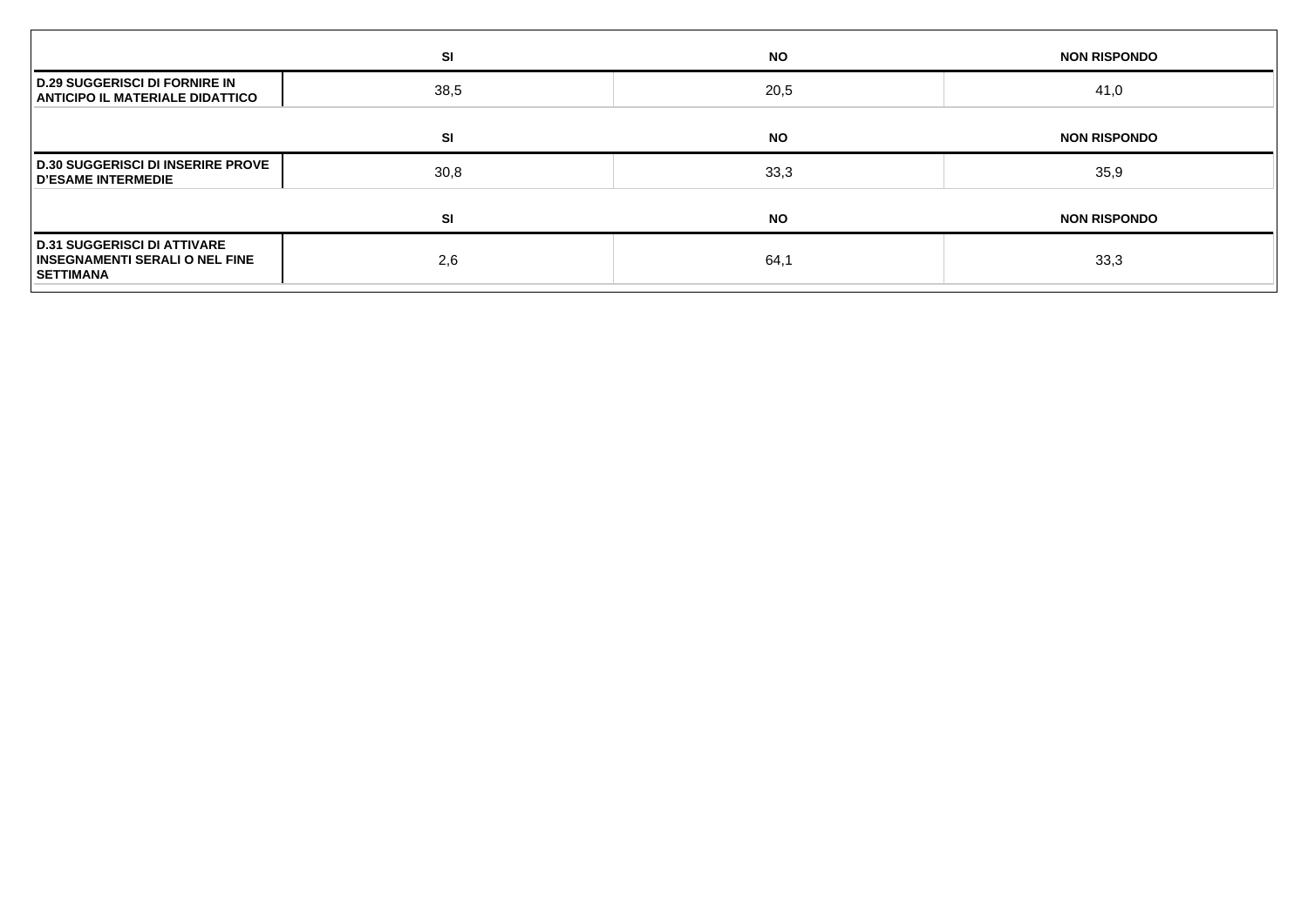| | SI | NO | NON RISPONDO |
|---|---|---|---|
| **D.29 SUGGERISCI DI FORNIRE IN ANTICIPO IL MATERIALE DIDATTICO** | 38,5 | 20,5 | 41,0 |

| | SI | NO | NON RISPONDO |
|---|---|---|---|
| **D.30 SUGGERISCI DI INSERIRE PROVE D'ESAME INTERMEDIE** | 30,8 | 33,3 | 35,9 |

| | SI | NO | NON RISPONDO |
|---|---|---|---|
| **D.31 SUGGERISCI DI ATTIVARE INSEGNAMENTI SERALI O NEL FINE SETTIMANA** | 2,6 | 64,1 | 33,3 |